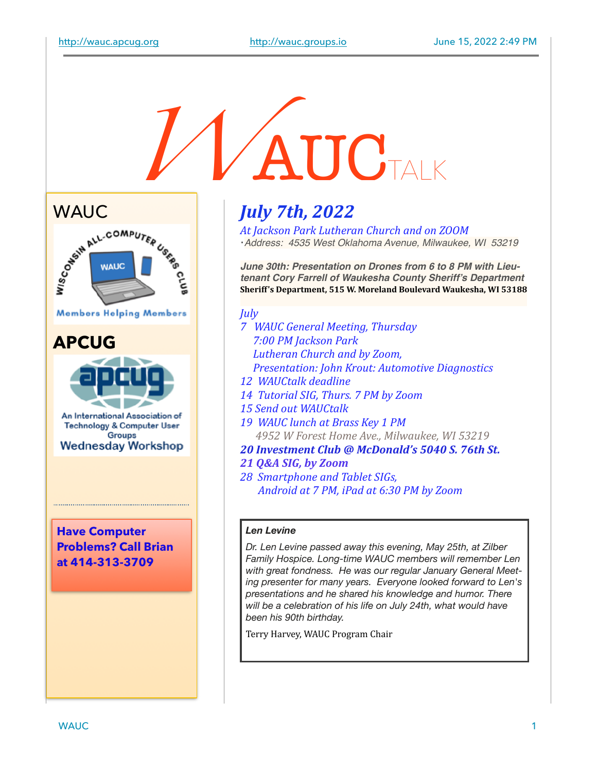http://wauc.apcug.org http://wauc.groups.io June 15, 2022 2:49 PM

# WAUC TALK

## WAUC

Wisconsin All-Computer Users Club

Members Helping Members

## APCUG

An International Association of Technology & Computer User Groups

Wednesday Workshop

**Have Computer Problems? Call Brian at 414-313-3709**

## *July 7th, 2022*

*At Jackson Park Lutheran Church and on ZOOM*

*• Address: 4535 West Oklahoma Avenue, Milwaukee, WI 53219*

***June 30th: Presentation on Drones from 6 to 8 PM with Lieutenant Cory Farrell of Waukesha County Sheriff's Department***
**Sheriff's Department, 515 W. Moreland Boulevard Waukesha, WI 53188**

*July*

*7 WAUC General Meeting, Thursday*
*7:00 PM Jackson Park*
*Lutheran Church and by Zoom,*
*Presentation: John Krout: Automotive Diagnostics*

*12 WAUCtalk deadline*

*14 Tutorial SIG, Thurs. 7 PM by Zoom*

*15 Send out WAUCtalk*

*19 WAUC lunch at Brass Key 1 PM*
*4952 W Forest Home Ave., Milwaukee, WI 53219*

***20 Investment Club @ McDonald's 5040 S. 76th St.***

***21 Q&A SIG, by Zoom***

*28 Smartphone and Tablet SIGs,*
*Android at 7 PM, iPad at 6:30 PM by Zoom*

***Len Levine***

*Dr. Len Levine passed away this evening, May 25th, at Zilber Family Hospice. Long-time WAUC members will remember Len with great fondness. He was our regular January General Meeting presenter for many years. Everyone looked forward to Len's presentations and he shared his knowledge and humor. There will be a celebration of his life on July 24th, what would have been his 90th birthday.*

Terry Harvey, WAUC Program Chair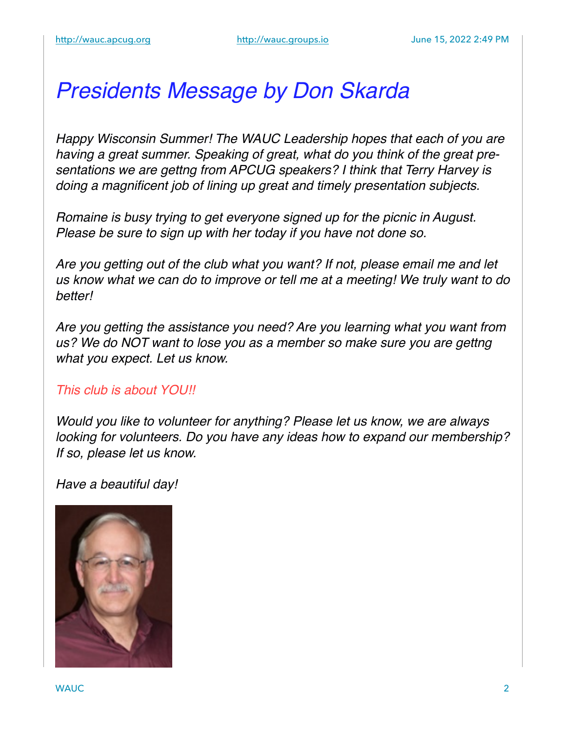# *Presidents Message by Don Skarda*

*Happy Wisconsin Summer! The WAUC Leadership hopes that each of you are having a great summer. Speaking of great, what do you think of the great presentations we are gettng from APCUG speakers? I think that Terry Harvey is doing a magnificent job of lining up great and timely presentation subjects.*

*Romaine is busy trying to get everyone signed up for the picnic in August. Please be sure to sign up with her today if you have not done so.*

*Are you getting out of the club what you want? If not, please email me and let us know what we can do to improve or tell me at a meeting! We truly want to do better!*

*Are you getting the assistance you need? Are you learning what you want from us? We do NOT want to lose you as a member so make sure you are gettng what you expect. Let us know.*

*This club is about YOU!!*

*Would you like to volunteer for anything? Please let us know, we are always looking for volunteers. Do you have any ideas how to expand our membership? If so, please let us know.*

*Have a beautiful day!*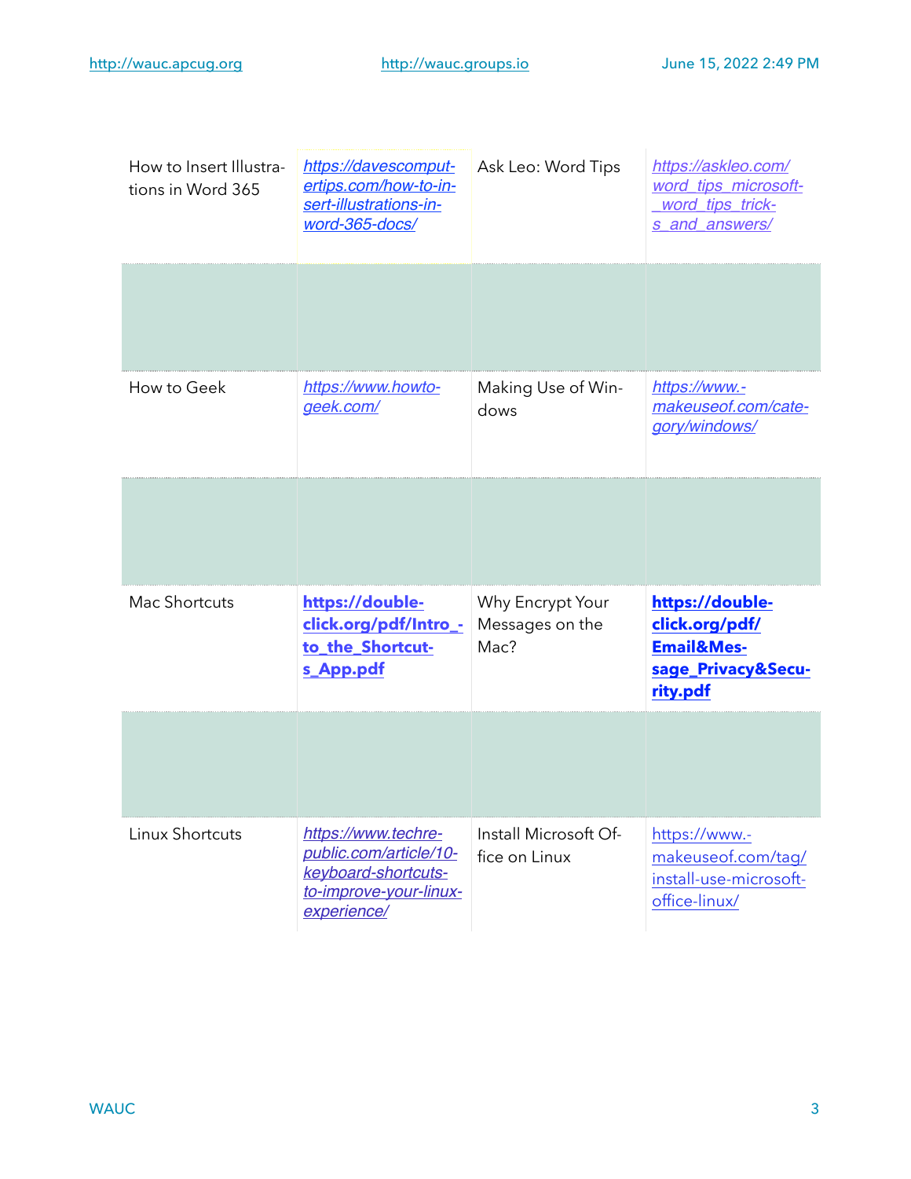| | | | |
|---|---|---|---|
| How to Insert Illustrations in Word 365 | https://davescomputertips.com/how-to-insert-illustrations-in-word-365-docs/ | Ask Leo: Word Tips | https://askleo.com/word_tips_microsoft_word_tips_tricks_and_answers/ |
| | | | |
| How to Geek | https://www.howtogeek.com/ | Making Use of Windows | https://www.makeuseof.com/category/windows/ |
| | | | |
| Mac Shortcuts | **https://doubleclick.org/pdf/Intro_to_the_Shortcuts_App.pdf** | Why Encrypt Your Messages on the Mac? | **https://doubleclick.org/pdf/Email&Message_Privacy&Security.pdf** |
| | | | |
| Linux Shortcuts | https://www.techrepublic.com/article/10-keyboard-shortcuts-to-improve-your-linux-experience/ | Install Microsoft Office on Linux | https://www.makeuseof.com/tag/install-use-microsoft-office-linux/ |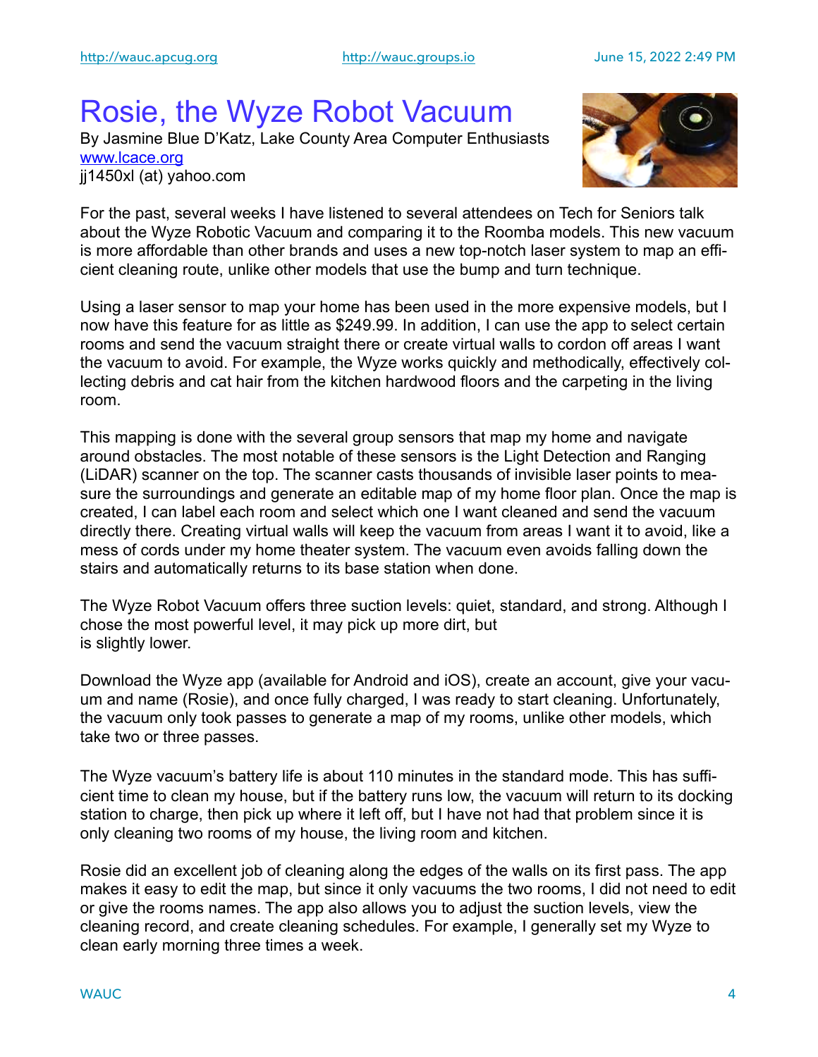# Rosie, the Wyze Robot Vacuum

By Jasmine Blue D'Katz, Lake County Area Computer Enthusiasts
[www.lcace.org](http://www.lcace.org)
jj1450xl (at) yahoo.com

For the past, several weeks I have listened to several attendees on Tech for Seniors talk about the Wyze Robotic Vacuum and comparing it to the Roomba models. This new vacuum is more affordable than other brands and uses a new top-notch laser system to map an efficient cleaning route, unlike other models that use the bump and turn technique.

Using a laser sensor to map your home has been used in the more expensive models, but I now have this feature for as little as $249.99. In addition, I can use the app to select certain rooms and send the vacuum straight there or create virtual walls to cordon off areas I want the vacuum to avoid. For example, the Wyze works quickly and methodically, effectively collecting debris and cat hair from the kitchen hardwood floors and the carpeting in the living room.

This mapping is done with the several group sensors that map my home and navigate around obstacles. The most notable of these sensors is the Light Detection and Ranging (LiDAR) scanner on the top. The scanner casts thousands of invisible laser points to measure the surroundings and generate an editable map of my home floor plan. Once the map is created, I can label each room and select which one I want cleaned and send the vacuum directly there. Creating virtual walls will keep the vacuum from areas I want it to avoid, like a mess of cords under my home theater system. The vacuum even avoids falling down the stairs and automatically returns to its base station when done.

The Wyze Robot Vacuum offers three suction levels: quiet, standard, and strong. Although I chose the most powerful level, it may pick up more dirt, but
is slightly lower.

Download the Wyze app (available for Android and iOS), create an account, give your vacuum and name (Rosie), and once fully charged, I was ready to start cleaning. Unfortunately, the vacuum only took passes to generate a map of my rooms, unlike other models, which take two or three passes.

The Wyze vacuum's battery life is about 110 minutes in the standard mode. This has sufficient time to clean my house, but if the battery runs low, the vacuum will return to its docking station to charge, then pick up where it left off, but I have not had that problem since it is only cleaning two rooms of my house, the living room and kitchen.

Rosie did an excellent job of cleaning along the edges of the walls on its first pass. The app makes it easy to edit the map, but since it only vacuums the two rooms, I did not need to edit or give the rooms names. The app also allows you to adjust the suction levels, view the cleaning record, and create cleaning schedules. For example, I generally set my Wyze to clean early morning three times a week.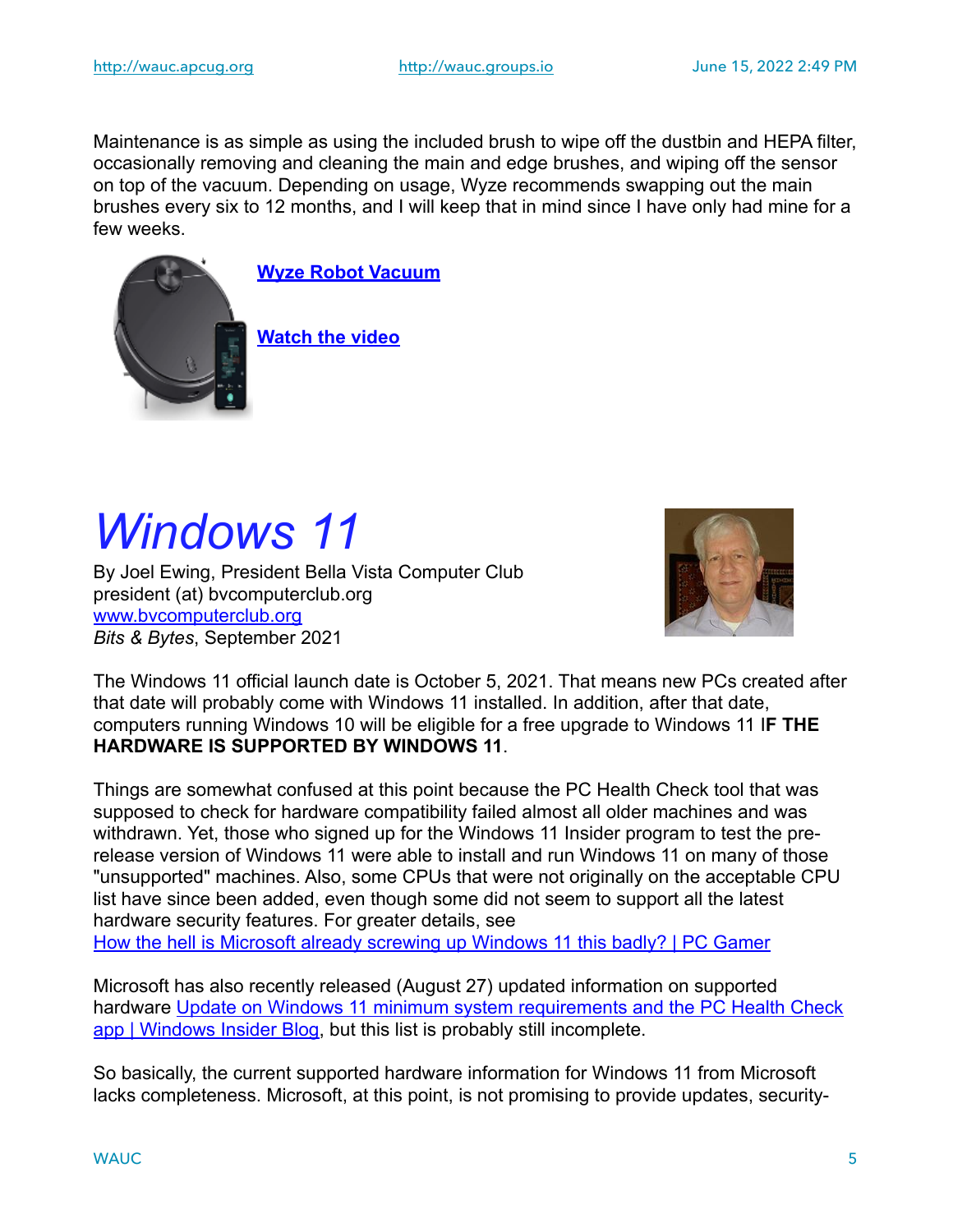Maintenance is as simple as using the included brush to wipe off the dustbin and HEPA filter, occasionally removing and cleaning the main and edge brushes, and wiping off the sensor on top of the vacuum. Depending on usage, Wyze recommends swapping out the main brushes every six to 12 months, and I will keep that in mind since I have only had mine for a few weeks.

**Wyze Robot Vacuum**

**Watch the video**

# *Windows 11*

By Joel Ewing, President Bella Vista Computer Club
president (at) bvcomputerclub.org
www.bvcomputerclub.org
*Bits & Bytes*, September 2021

The Windows 11 official launch date is October 5, 2021. That means new PCs created after that date will probably come with Windows 11 installed. In addition, after that date, computers running Windows 10 will be eligible for a free upgrade to Windows 11 I**F THE HARDWARE IS SUPPORTED BY WINDOWS 11**.

Things are somewhat confused at this point because the PC Health Check tool that was supposed to check for hardware compatibility failed almost all older machines and was withdrawn. Yet, those who signed up for the Windows 11 Insider program to test the pre-release version of Windows 11 were able to install and run Windows 11 on many of those "unsupported" machines. Also, some CPUs that were not originally on the acceptable CPU list have since been added, even though some did not seem to support all the latest hardware security features. For greater details, see
How the hell is Microsoft already screwing up Windows 11 this badly? | PC Gamer

Microsoft has also recently released (August 27) updated information on supported hardware Update on Windows 11 minimum system requirements and the PC Health Check app | Windows Insider Blog, but this list is probably still incomplete.

So basically, the current supported hardware information for Windows 11 from Microsoft lacks completeness. Microsoft, at this point, is not promising to provide updates, security-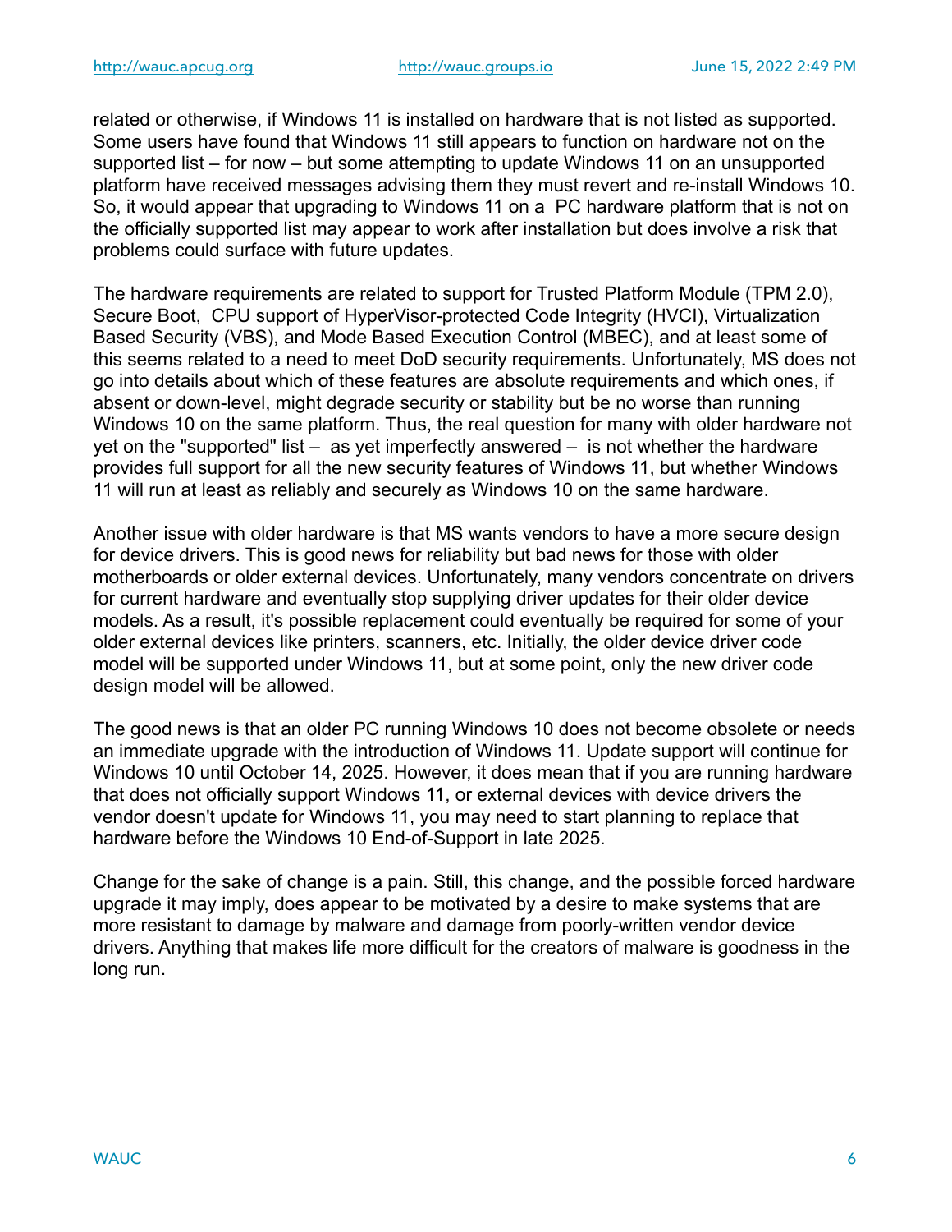related or otherwise, if Windows 11 is installed on hardware that is not listed as supported. Some users have found that Windows 11 still appears to function on hardware not on the supported list – for now – but some attempting to update Windows 11 on an unsupported platform have received messages advising them they must revert and re-install Windows 10. So, it would appear that upgrading to Windows 11 on a PC hardware platform that is not on the officially supported list may appear to work after installation but does involve a risk that problems could surface with future updates.

The hardware requirements are related to support for Trusted Platform Module (TPM 2.0), Secure Boot, CPU support of HyperVisor-protected Code Integrity (HVCI), Virtualization Based Security (VBS), and Mode Based Execution Control (MBEC), and at least some of this seems related to a need to meet DoD security requirements. Unfortunately, MS does not go into details about which of these features are absolute requirements and which ones, if absent or down-level, might degrade security or stability but be no worse than running Windows 10 on the same platform. Thus, the real question for many with older hardware not yet on the "supported" list – as yet imperfectly answered – is not whether the hardware provides full support for all the new security features of Windows 11, but whether Windows 11 will run at least as reliably and securely as Windows 10 on the same hardware.

Another issue with older hardware is that MS wants vendors to have a more secure design for device drivers. This is good news for reliability but bad news for those with older motherboards or older external devices. Unfortunately, many vendors concentrate on drivers for current hardware and eventually stop supplying driver updates for their older device models. As a result, it's possible replacement could eventually be required for some of your older external devices like printers, scanners, etc. Initially, the older device driver code model will be supported under Windows 11, but at some point, only the new driver code design model will be allowed.

The good news is that an older PC running Windows 10 does not become obsolete or needs an immediate upgrade with the introduction of Windows 11. Update support will continue for Windows 10 until October 14, 2025. However, it does mean that if you are running hardware that does not officially support Windows 11, or external devices with device drivers the vendor doesn't update for Windows 11, you may need to start planning to replace that hardware before the Windows 10 End-of-Support in late 2025.

Change for the sake of change is a pain. Still, this change, and the possible forced hardware upgrade it may imply, does appear to be motivated by a desire to make systems that are more resistant to damage by malware and damage from poorly-written vendor device drivers. Anything that makes life more difficult for the creators of malware is goodness in the long run.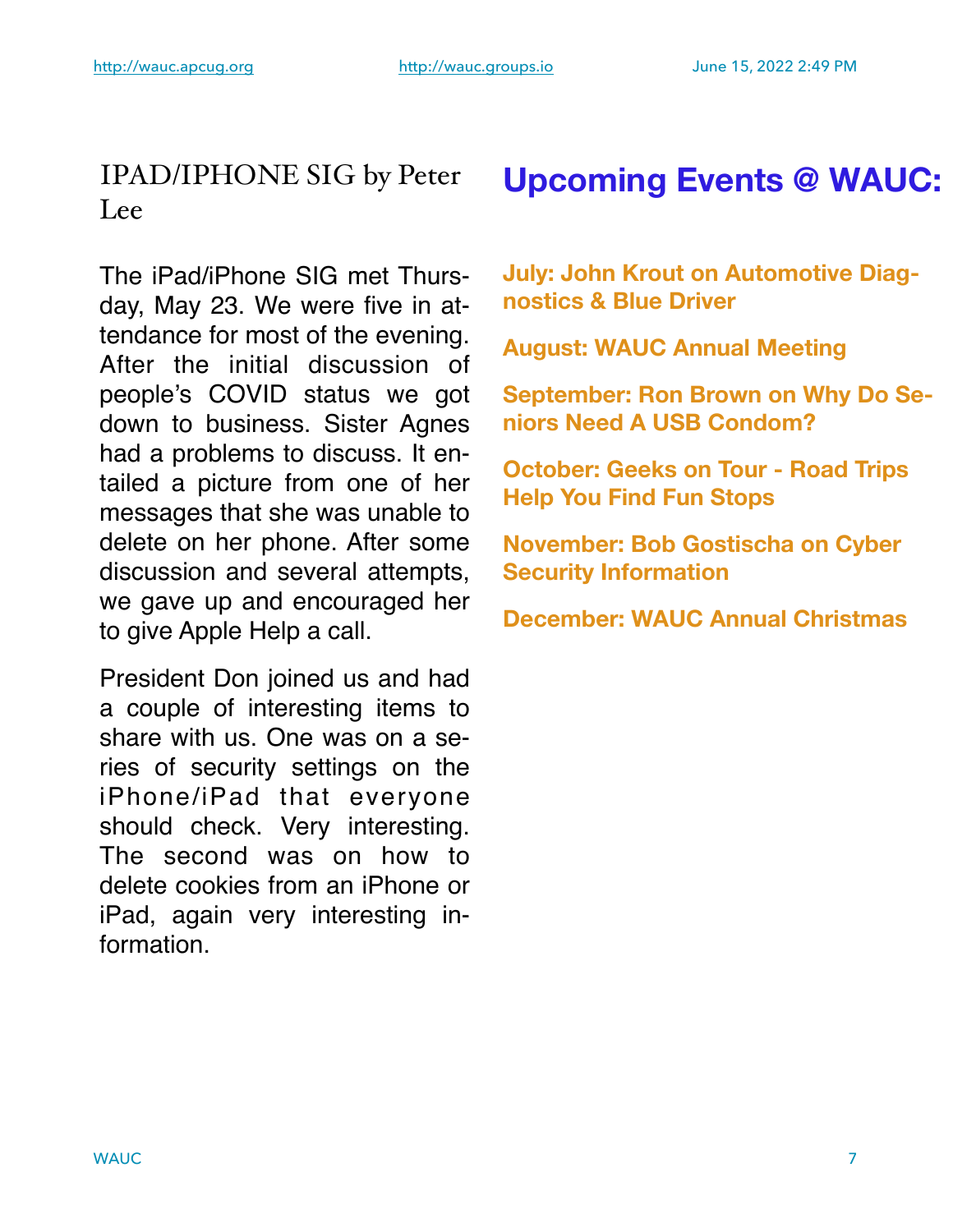# IPAD/IPHONE SIG by Peter Lee

The iPad/iPhone SIG met Thursday, May 23. We were five in attendance for most of the evening. After the initial discussion of people's COVID status we got down to business. Sister Agnes had a problems to discuss. It entailed a picture from one of her messages that she was unable to delete on her phone. After some discussion and several attempts, we gave up and encouraged her to give Apple Help a call.

President Don joined us and had a couple of interesting items to share with us. One was on a series of security settings on the iPhone/iPad that everyone should check. Very interesting. The second was on how to delete cookies from an iPhone or iPad, again very interesting information.

# Upcoming Events @ WAUC:

**July: John Krout on Automotive Diagnostics & Blue Driver**

**August: WAUC Annual Meeting**

**September: Ron Brown on Why Do Seniors Need A USB Condom?**

**October: Geeks on Tour - Road Trips Help You Find Fun Stops**

**November: Bob Gostischa on Cyber Security Information**

**December: WAUC Annual Christmas**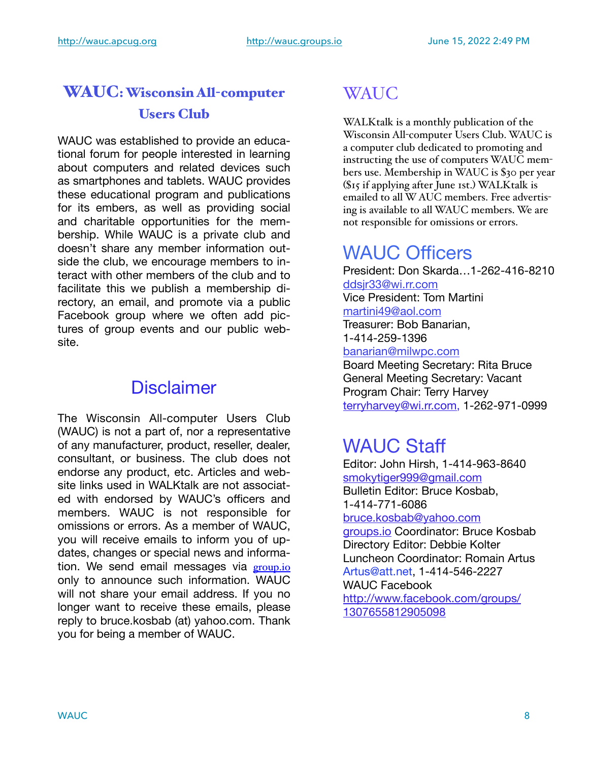## WAUC: Wisconsin All-computer Users Club

WAUC was established to provide an educational forum for people interested in learning about computers and related devices such as smartphones and tablets. WAUC provides these educational program and publications for its embers, as well as providing social and charitable opportunities for the membership. While WAUC is a private club and doesn't share any member information outside the club, we encourage members to interact with other members of the club and to facilitate this we publish a membership directory, an email, and promote via a public Facebook group where we often add pictures of group events and our public website.

## Disclaimer

The Wisconsin All-computer Users Club (WAUC) is not a part of, nor a representative of any manufacturer, product, reseller, dealer, consultant, or business. The club does not endorse any product, etc. Articles and website links used in WALKtalk are not associated with endorsed by WAUC's officers and members. WAUC is not responsible for omissions or errors. As a member of WAUC, you will receive emails to inform you of updates, changes or special news and information. We send email messages via group.io only to announce such information. WAUC will not share your email address. If you no longer want to receive these emails, please reply to bruce.kosbab (at) yahoo.com. Thank you for being a member of WAUC.

## WAUC

WALKtalk is a monthly publication of the Wisconsin All-computer Users Club. WAUC is a computer club dedicated to promoting and instructing the use of computers WAUC members use. Membership in WAUC is $30 per year ($15 if applying after June 1st.) WALKtalk is emailed to all W AUC members. Free advertising is available to all WAUC members. We are not responsible for omissions or errors.

## WAUC Officers

President: Don Skarda…1-262-416-8210
ddsjr33@wi.rr.com
Vice President: Tom Martini
martini49@aol.com
Treasurer: Bob Banarian,
1-414-259-1396
banarian@milwpc.com
Board Meeting Secretary: Rita Bruce
General Meeting Secretary: Vacant
Program Chair: Terry Harvey
terryharvey@wi.rr.com, 1-262-971-0999

## WAUC Staff

Editor: John Hirsh, 1-414-963-8640
smokytiger999@gmail.com
Bulletin Editor: Bruce Kosbab,
1-414-771-6086
bruce.kosbab@yahoo.com
groups.io Coordinator: Bruce Kosbab
Directory Editor: Debbie Kolter
Luncheon Coordinator: Romain Artus
Artus@att.net, 1-414-546-2227
WAUC Facebook
http://www.facebook.com/groups/1307655812905098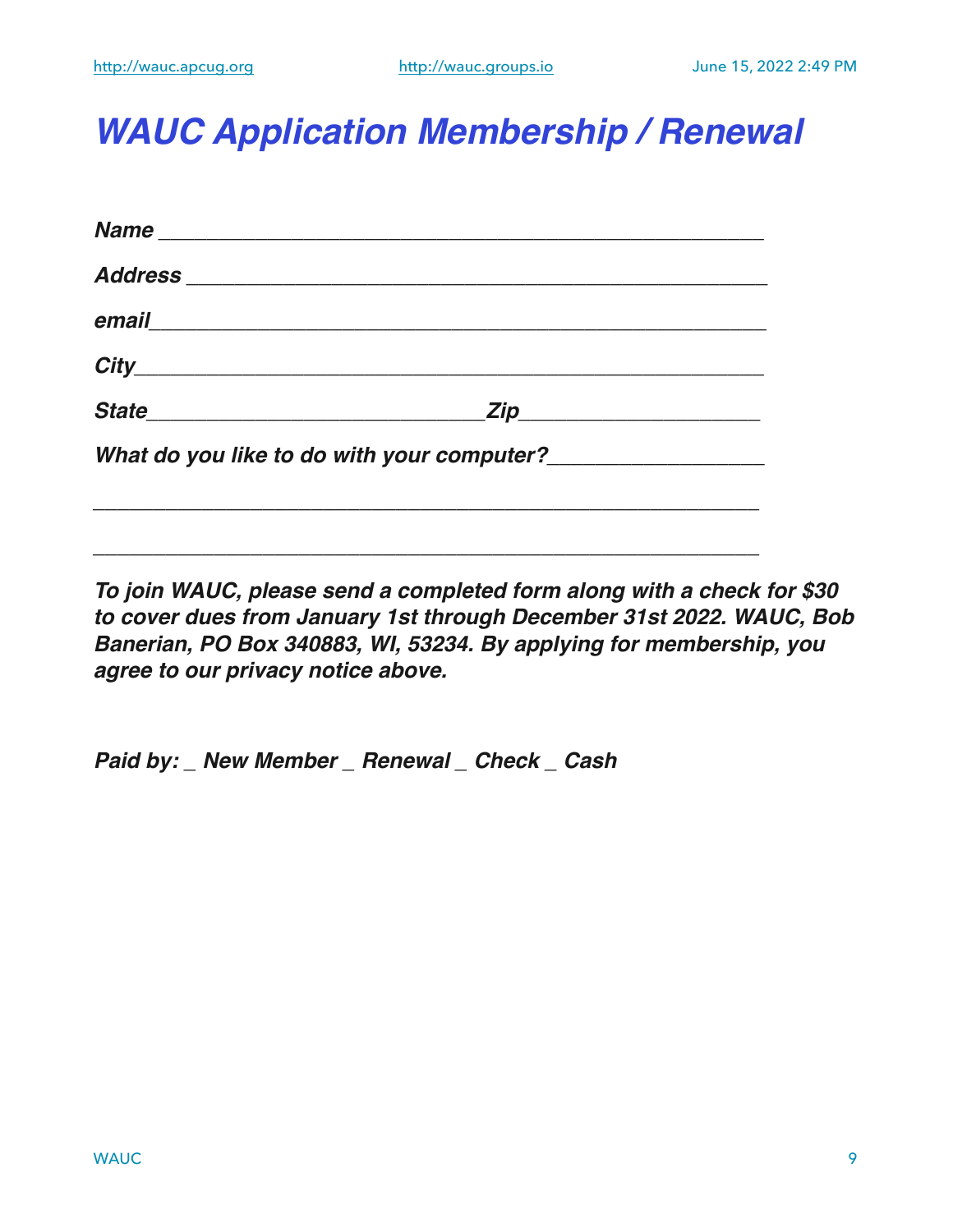# *WAUC Application Membership / Renewal*

***Name*** ______________________________________________

***Address*** ____________________________________________

***email*** ______________________________________________

***City*** _______________________________________________

***State*** __________________________ ***Zip*** ___________________

***What do you like to do with your computer?*** _________________

___________________________________________________________

___________________________________________________________

***To join WAUC, please send a completed form along with a check for $30 to cover dues from January 1st through December 31st 2022. WAUC, Bob Banerian, PO Box 340883, WI, 53234. By applying for membership, you agree to our privacy notice above.***

***Paid by: _ New Member _ Renewal _ Check _ Cash***